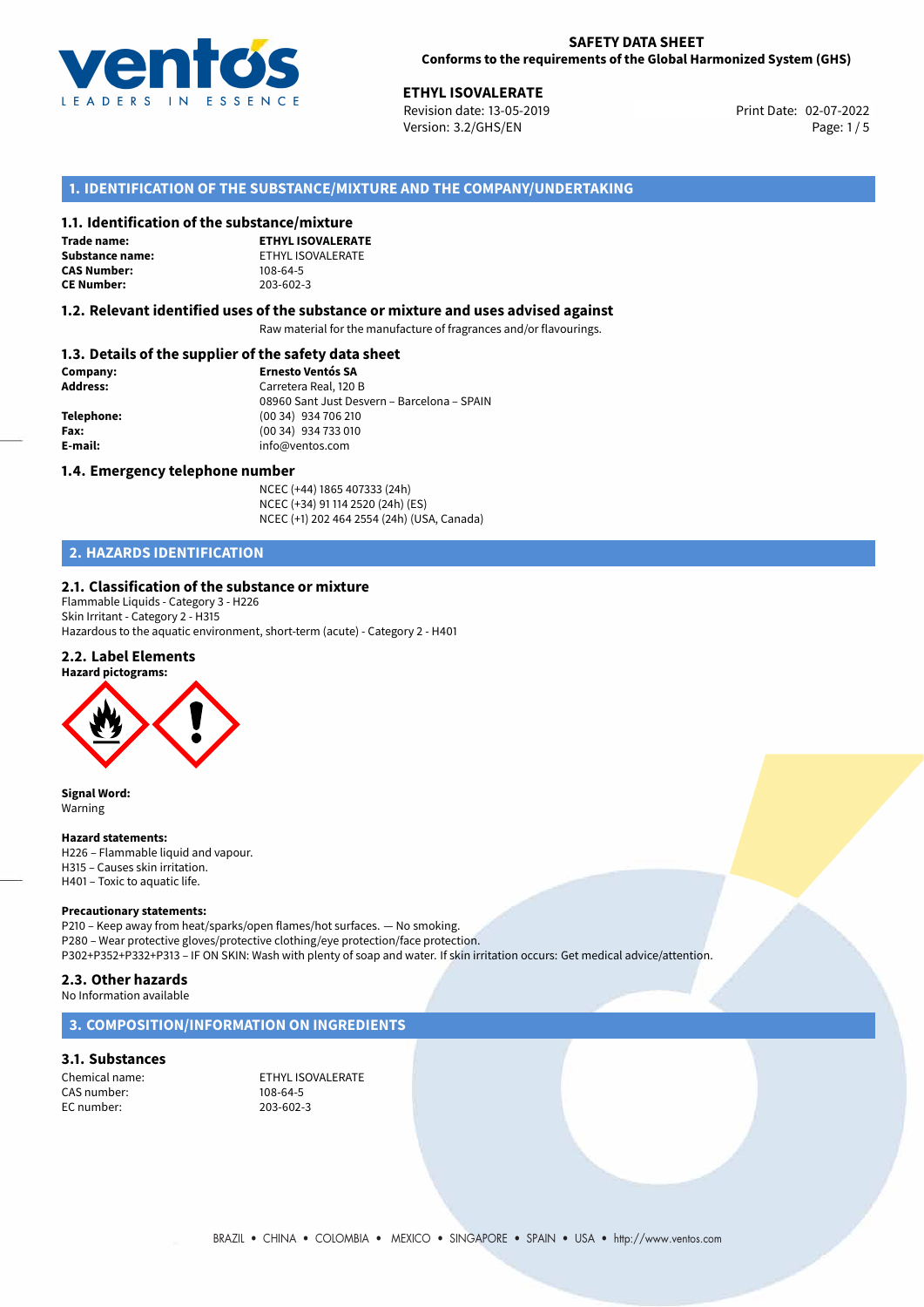**SAFETY DATA SHEET**
**Conforms to the requirements of the Global Harmonized System (GHS)**

**ETHYL ISOVALERATE**
Revision date: 13-05-2019
Version: 3.2/GHS/EN
Print Date: 02-07-2022

## 1. IDENTIFICATION OF THE SUBSTANCE/MIXTURE AND THE COMPANY/UNDERTAKING

### 1.1. Identification of the substance/mixture

| | |
|---|---|
| **Trade name:** | **ETHYL ISOVALERATE** |
| **Substance name:** | ETHYL ISOVALERATE |
| **CAS Number:** | 108-64-5 |
| **CE Number:** | 203-602-3 |

### 1.2. Relevant identified uses of the substance or mixture and uses advised against

Raw material for the manufacture of fragrances and/or flavourings.

### 1.3. Details of the supplier of the safety data sheet

| | |
|---|---|
| **Company:** | **Ernesto Ventós SA** |
| **Address:** | Carretera Real, 120 B<br>08960 Sant Just Desvern – Barcelona – SPAIN |
| **Telephone:** | (00 34) 934 706 210 |
| **Fax:** | (00 34) 934 733 010 |
| **E-mail:** | info@ventos.com |

### 1.4. Emergency telephone number

NCEC (+44) 1865 407333 (24h)
NCEC (+34) 91 114 2520 (24h) (ES)
NCEC (+1) 202 464 2554 (24h) (USA, Canada)

## 2. HAZARDS IDENTIFICATION

### 2.1. Classification of the substance or mixture

Flammable Liquids - Category 3 - H226
Skin Irritant - Category 2 - H315
Hazardous to the aquatic environment, short-term (acute) - Category 2 - H401

### 2.2. Label Elements

**Hazard pictograms:**

**Signal Word:**
Warning

**Hazard statements:**
H226 – Flammable liquid and vapour.
H315 – Causes skin irritation.
H401 – Toxic to aquatic life.

**Precautionary statements:**
P210 – Keep away from heat/sparks/open flames/hot surfaces. — No smoking.
P280 – Wear protective gloves/protective clothing/eye protection/face protection.
P302+P352+P332+P313 – IF ON SKIN: Wash with plenty of soap and water. If skin irritation occurs: Get medical advice/attention.

### 2.3. Other hazards

No Information available

## 3. COMPOSITION/INFORMATION ON INGREDIENTS

### 3.1. Substances

| | |
|---|---|
| Chemical name: | ETHYL ISOVALERATE |
| CAS number: | 108-64-5 |
| EC number: | 203-602-3 |

BRAZIL • CHINA • COLOMBIA • MEXICO • SINGAPORE • SPAIN • USA • http://www.ventos.com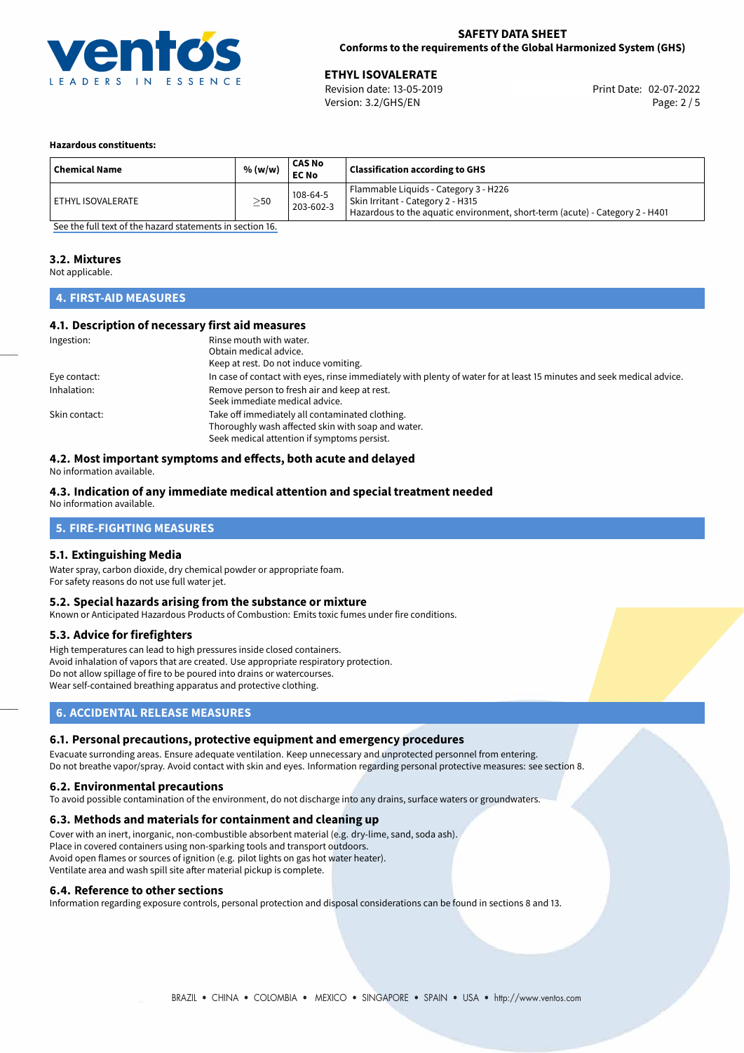**Hazardous constituents:**

| Chemical Name | % (w/w) | CAS No<br>EC No | Classification according to GHS |
|---|---|---|---|
| ETHYL ISOVALERATE | ≥50 | 108-64-5<br>203-602-3 | Flammable Liquids - Category 3 - H226<br>Skin Irritant - Category 2 - H315<br>Hazardous to the aquatic environment, short-term (acute) - Category 2 - H401 |

See the full text of the hazard statements in section 16.

### 3.2. Mixtures

Not applicable.

## 4. FIRST-AID MEASURES

### 4.1. Description of necessary first aid measures

Ingestion: Rinse mouth with water.
Obtain medical advice.
Keep at rest. Do not induce vomiting.

Eye contact: In case of contact with eyes, rinse immediately with plenty of water for at least 15 minutes and seek medical advice.

Inhalation: Remove person to fresh air and keep at rest.
Seek immediate medical advice.

Skin contact: Take off immediately all contaminated clothing.
Thoroughly wash affected skin with soap and water.
Seek medical attention if symptoms persist.

### 4.2. Most important symptoms and effects, both acute and delayed

No information available.

### 4.3. Indication of any immediate medical attention and special treatment needed

No information available.

## 5. FIRE-FIGHTING MEASURES

### 5.1. Extinguishing Media

Water spray, carbon dioxide, dry chemical powder or appropriate foam.
For safety reasons do not use full water jet.

### 5.2. Special hazards arising from the substance or mixture

Known or Anticipated Hazardous Products of Combustion: Emits toxic fumes under fire conditions.

### 5.3. Advice for firefighters

High temperatures can lead to high pressures inside closed containers.
Avoid inhalation of vapors that are created. Use appropriate respiratory protection.
Do not allow spillage of fire to be poured into drains or watercourses.
Wear self-contained breathing apparatus and protective clothing.

## 6. ACCIDENTAL RELEASE MEASURES

### 6.1. Personal precautions, protective equipment and emergency procedures

Evacuate surrounding areas. Ensure adequate ventilation. Keep unnecessary and unprotected personnel from entering.
Do not breathe vapor/spray. Avoid contact with skin and eyes. Information regarding personal protective measures: see section 8.

### 6.2. Environmental precautions

To avoid possible contamination of the environment, do not discharge into any drains, surface waters or groundwaters.

### 6.3. Methods and materials for containment and cleaning up

Cover with an inert, inorganic, non-combustible absorbent material (e.g. dry-lime, sand, soda ash).
Place in covered containers using non-sparking tools and transport outdoors.
Avoid open flames or sources of ignition (e.g. pilot lights on gas hot water heater).
Ventilate area and wash spill site after material pickup is complete.

### 6.4. Reference to other sections

Information regarding exposure controls, personal protection and disposal considerations can be found in sections 8 and 13.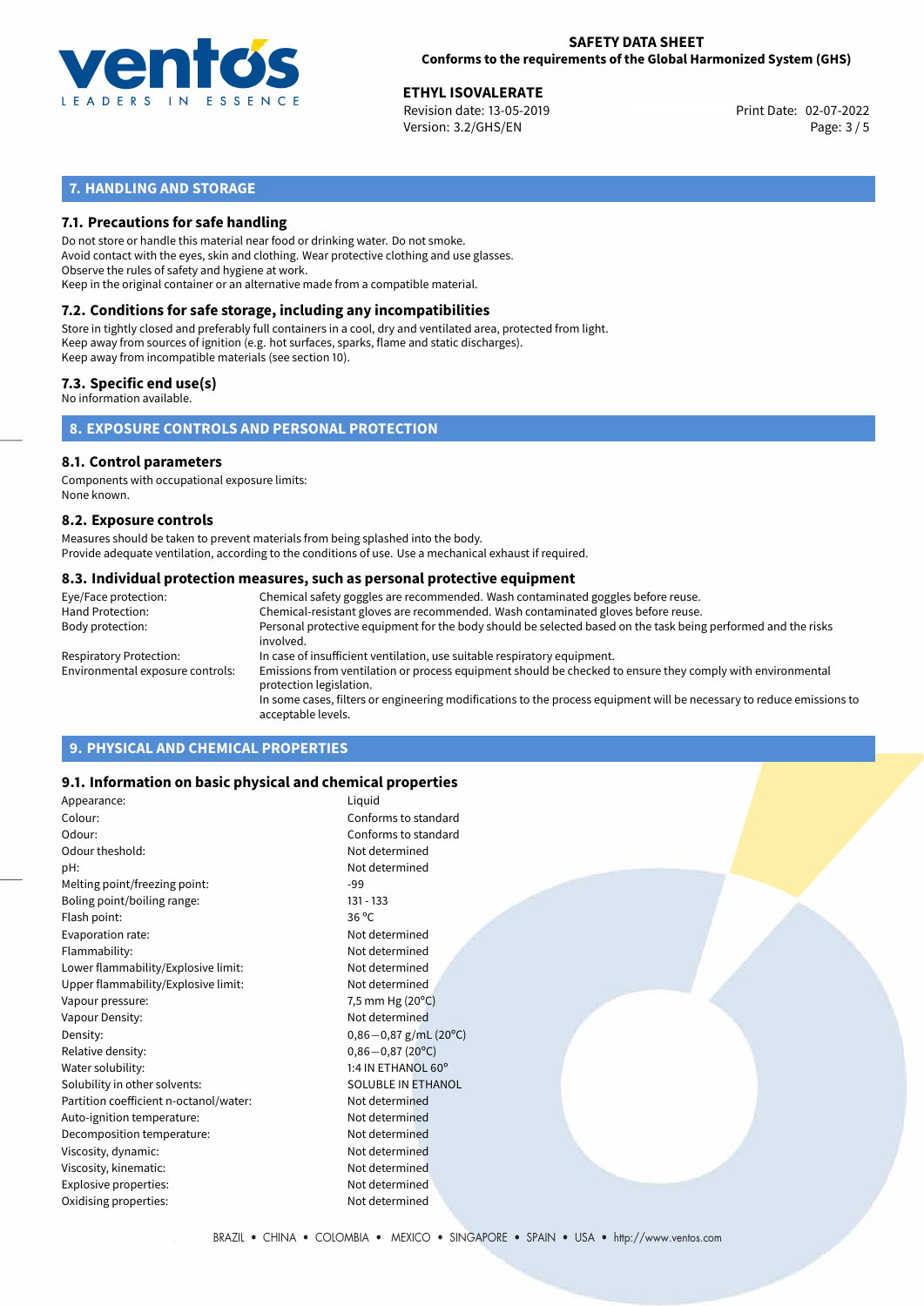## 7. HANDLING AND STORAGE

### 7.1. Precautions for safe handling

Do not store or handle this material near food or drinking water. Do not smoke.
Avoid contact with the eyes, skin and clothing. Wear protective clothing and use glasses.
Observe the rules of safety and hygiene at work.
Keep in the original container or an alternative made from a compatible material.

### 7.2. Conditions for safe storage, including any incompatibilities

Store in tightly closed and preferably full containers in a cool, dry and ventilated area, protected from light.
Keep away from sources of ignition (e.g. hot surfaces, sparks, flame and static discharges).
Keep away from incompatible materials (see section 10).

### 7.3. Specific end use(s)

No information available.

## 8. EXPOSURE CONTROLS AND PERSONAL PROTECTION

### 8.1. Control parameters

Components with occupational exposure limits:
None known.

### 8.2. Exposure controls

Measures should be taken to prevent materials from being splashed into the body.
Provide adequate ventilation, according to the conditions of use. Use a mechanical exhaust if required.

### 8.3. Individual protection measures, such as personal protective equipment

| | |
|---|---|
| Eye/Face protection: | Chemical safety goggles are recommended. Wash contaminated goggles before reuse. |
| Hand Protection: | Chemical-resistant gloves are recommended. Wash contaminated gloves before reuse. |
| Body protection: | Personal protective equipment for the body should be selected based on the task being performed and the risks involved. |
| Respiratory Protection: | In case of insufficient ventilation, use suitable respiratory equipment. |
| Environmental exposure controls: | Emissions from ventilation or process equipment should be checked to ensure they comply with environmental protection legislation. In some cases, filters or engineering modifications to the process equipment will be necessary to reduce emissions to acceptable levels. |

## 9. PHYSICAL AND CHEMICAL PROPERTIES

### 9.1. Information on basic physical and chemical properties

| | |
|---|---|
| Appearance: | Liquid |
| Colour: | Conforms to standard |
| Odour: | Conforms to standard |
| Odour theshold: | Not determined |
| pH: | Not determined |
| Melting point/freezing point: | -99 |
| Boling point/boiling range: | 131 - 133 |
| Flash point: | 36 °C |
| Evaporation rate: | Not determined |
| Flammability: | Not determined |
| Lower flammability/Explosive limit: | Not determined |
| Upper flammability/Explosive limit: | Not determined |
| Vapour pressure: | 7,5 mm Hg (20°C) |
| Vapour Density: | Not determined |
| Density: | 0,86−0,87 g/mL (20°C) |
| Relative density: | 0,86−0,87 (20°C) |
| Water solubility: | 1:4 IN ETHANOL 60° |
| Solubility in other solvents: | SOLUBLE IN ETHANOL |
| Partition coefficient n-octanol/water: | Not determined |
| Auto-ignition temperature: | Not determined |
| Decomposition temperature: | Not determined |
| Viscosity, dynamic: | Not determined |
| Viscosity, kinematic: | Not determined |
| Explosive properties: | Not determined |
| Oxidising properties: | Not determined |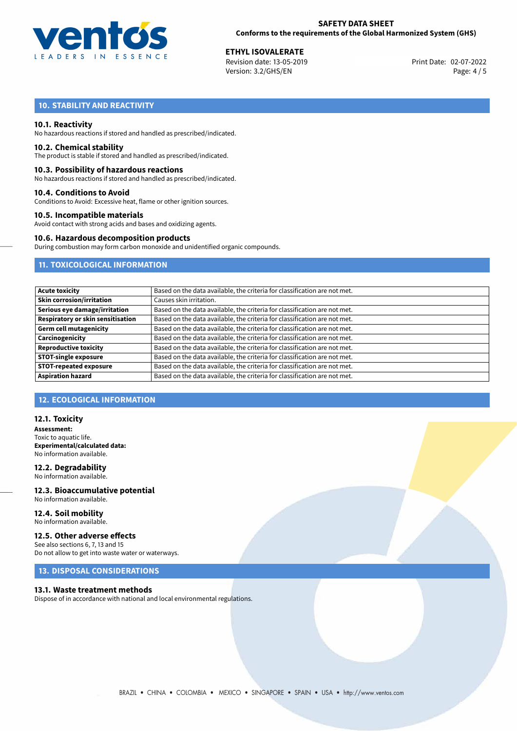## 10. STABILITY AND REACTIVITY

### 10.1. Reactivity

No hazardous reactions if stored and handled as prescribed/indicated.

### 10.2. Chemical stability

The product is stable if stored and handled as prescribed/indicated.

### 10.3. Possibility of hazardous reactions

No hazardous reactions if stored and handled as prescribed/indicated.

### 10.4. Conditions to Avoid

Conditions to Avoid: Excessive heat, flame or other ignition sources.

### 10.5. Incompatible materials

Avoid contact with strong acids and bases and oxidizing agents.

### 10.6. Hazardous decomposition products

During combustion may form carbon monoxide and unidentified organic compounds.

## 11. TOXICOLOGICAL INFORMATION

| | |
|---|---|
| **Acute toxicity** | Based on the data available, the criteria for classification are not met. |
| **Skin corrosion/irritation** | Causes skin irritation. |
| **Serious eye damage/irritation** | Based on the data available, the criteria for classification are not met. |
| **Respiratory or skin sensitisation** | Based on the data available, the criteria for classification are not met. |
| **Germ cell mutagenicity** | Based on the data available, the criteria for classification are not met. |
| **Carcinogenicity** | Based on the data available, the criteria for classification are not met. |
| **Reproductive toxicity** | Based on the data available, the criteria for classification are not met. |
| **STOT-single exposure** | Based on the data available, the criteria for classification are not met. |
| **STOT-repeated exposure** | Based on the data available, the criteria for classification are not met. |
| **Aspiration hazard** | Based on the data available, the criteria for classification are not met. |

## 12. ECOLOGICAL INFORMATION

### 12.1. Toxicity

**Assessment:**
Toxic to aquatic life.
**Experimental/calculated data:**
No information available.

### 12.2. Degradability

No information available.

### 12.3. Bioaccumulative potential

No information available.

### 12.4. Soil mobility

No information available.

### 12.5. Other adverse effects

See also sections 6, 7, 13 and 15
Do not allow to get into waste water or waterways.

## 13. DISPOSAL CONSIDERATIONS

### 13.1. Waste treatment methods

Dispose of in accordance with national and local environmental regulations.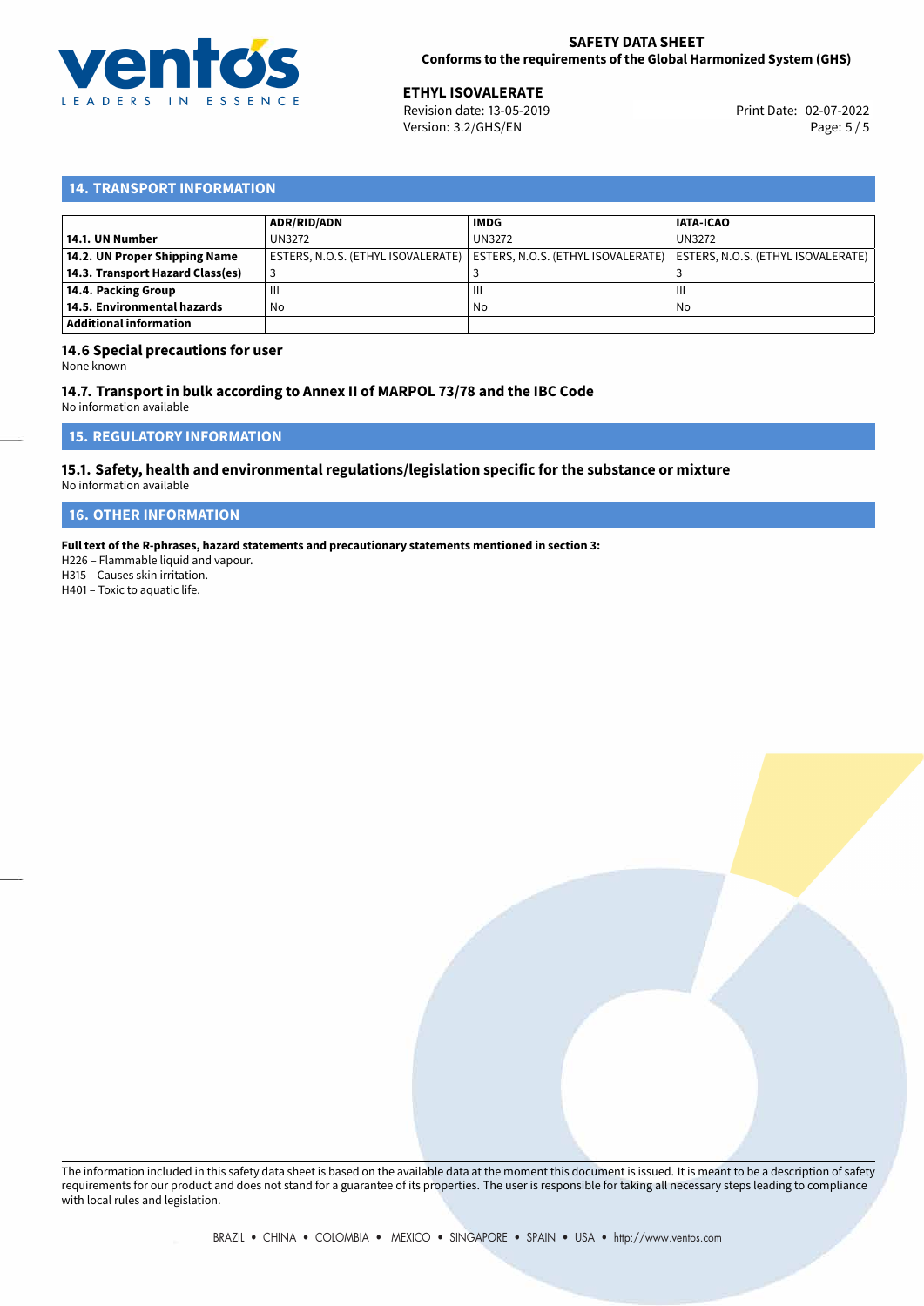## 14. TRANSPORT INFORMATION

| | ADR/RID/ADN | IMDG | IATA-ICAO |
|---|---|---|---|
| **14.1. UN Number** | UN3272 | UN3272 | UN3272 |
| **14.2. UN Proper Shipping Name** | ESTERS, N.O.S. (ETHYL ISOVALERATE) | ESTERS, N.O.S. (ETHYL ISOVALERATE) | ESTERS, N.O.S. (ETHYL ISOVALERATE) |
| **14.3. Transport Hazard Class(es)** | 3 | 3 | 3 |
| **14.4. Packing Group** | III | III | III |
| **14.5. Environmental hazards** | No | No | No |
| **Additional information** | | | |

### 14.6 Special precautions for user

None known

### 14.7. Transport in bulk according to Annex II of MARPOL 73/78 and the IBC Code

No information available

## 15. REGULATORY INFORMATION

### 15.1. Safety, health and environmental regulations/legislation specific for the substance or mixture

No information available

## 16. OTHER INFORMATION

**Full text of the R-phrases, hazard statements and precautionary statements mentioned in section 3:**

H226 – Flammable liquid and vapour.
H315 – Causes skin irritation.
H401 – Toxic to aquatic life.

The information included in this safety data sheet is based on the available data at the moment this document is issued. It is meant to be a description of safety requirements for our product and does not stand for a guarantee of its properties. The user is responsible for taking all necessary steps leading to compliance with local rules and legislation.

BRAZIL • CHINA • COLOMBIA • MEXICO • SINGAPORE • SPAIN • USA • http://www.ventos.com